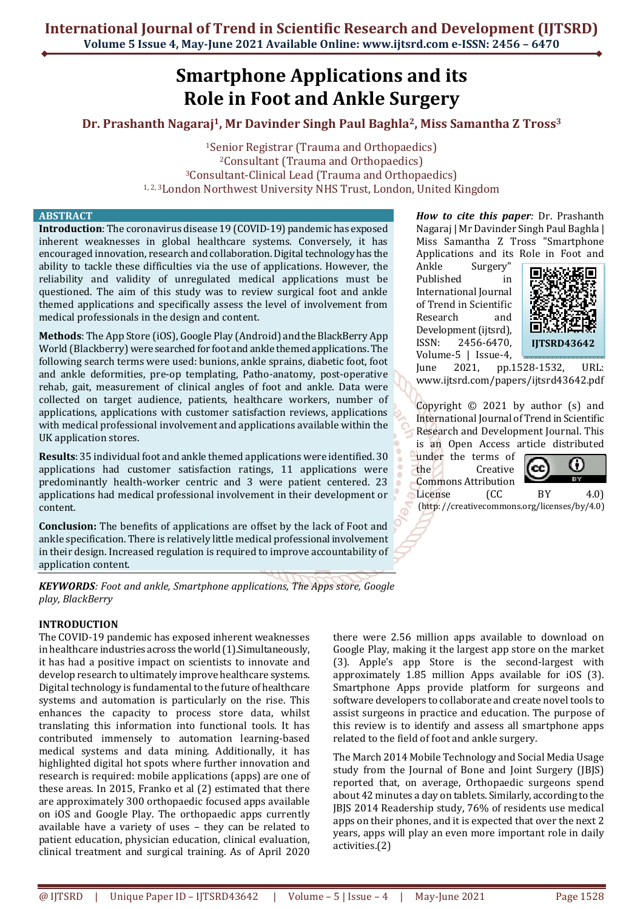# Smartphone Applications and its Role in Foot and Ankle Surgery

**Dr. Prashanth Nagaraj[1], Mr Davinder Singh Paul Baghla[2], Miss Samantha Z Tross[3]**

[1]Senior Registrar (Trauma and Orthopaedics)
[2]Consultant (Trauma and Orthopaedics)
[3]Consultant-Clinical Lead (Trauma and Orthopaedics)
[1, 2, 3]London Northwest University NHS Trust, London, United Kingdom

## ABSTRACT

**Introduction**: The coronavirus disease 19 (COVID-19) pandemic has exposed inherent weaknesses in global healthcare systems. Conversely, it has encouraged innovation, research and collaboration. Digital technology has the ability to tackle these difficulties via the use of applications. However, the reliability and validity of unregulated medical applications must be questioned. The aim of this study was to review surgical foot and ankle themed applications and specifically assess the level of involvement from medical professionals in the design and content.

**Methods**: The App Store (iOS), Google Play (Android) and the BlackBerry App World (Blackberry) were searched for foot and ankle themed applications. The following search terms were used: bunions, ankle sprains, diabetic foot, foot and ankle deformities, pre-op templating, Patho-anatomy, post-operative rehab, gait, measurement of clinical angles of foot and ankle. Data were collected on target audience, patients, healthcare workers, number of applications, applications with customer satisfaction reviews, applications with medical professional involvement and applications available within the UK application stores.

**Results**: 35 individual foot and ankle themed applications were identified. 30 applications had customer satisfaction ratings, 11 applications were predominantly health-worker centric and 3 were patient centered. 23 applications had medical professional involvement in their development or content.

**Conclusion:** The benefits of applications are offset by the lack of Foot and ankle specification. There is relatively little medical professional involvement in their design. Increased regulation is required to improve accountability of application content.

***KEYWORDS**: Foot and ankle, Smartphone applications, The Apps store, Google play, BlackBerry*

*How to cite this paper:* Dr. Prashanth Nagaraj | Mr Davinder Singh Paul Baghla | Miss Samantha Z Tross "Smartphone Applications and its Role in Foot and Ankle Surgery" Published in International Journal of Trend in Scientific Research and Development (ijtsrd), ISSN: 2456-6470, Volume-5 | Issue-4, June 2021, pp.1528-1532, URL: www.ijtsrd.com/papers/ijtsrd43642.pdf

IJTSRD43642

Copyright © 2021 by author (s) and International Journal of Trend in Scientific Research and Development Journal. This is an Open Access article distributed under the terms of the Creative Commons Attribution License (CC BY 4.0) (http://creativecommons.org/licenses/by/4.0)

## INTRODUCTION

The COVID-19 pandemic has exposed inherent weaknesses in healthcare industries across the world (1).Simultaneously, it has had a positive impact on scientists to innovate and develop research to ultimately improve healthcare systems. Digital technology is fundamental to the future of healthcare systems and automation is particularly on the rise. This enhances the capacity to process store data, whilst translating this information into functional tools. It has contributed immensely to automation learning-based medical systems and data mining. Additionally, it has highlighted digital hot spots where further innovation and research is required: mobile applications (apps) are one of these areas. In 2015, Franko et al (2) estimated that there are approximately 300 orthopaedic focused apps available on iOS and Google Play. The orthopaedic apps currently available have a variety of uses – they can be related to patient education, physician education, clinical evaluation, clinical treatment and surgical training. As of April 2020 there were 2.56 million apps available to download on Google Play, making it the largest app store on the market (3). Apple's app Store is the second-largest with approximately 1.85 million Apps available for iOS (3). Smartphone Apps provide platform for surgeons and software developers to collaborate and create novel tools to assist surgeons in practice and education. The purpose of this review is to identify and assess all smartphone apps related to the field of foot and ankle surgery.

The March 2014 Mobile Technology and Social Media Usage study from the Journal of Bone and Joint Surgery (JBJS) reported that, on average, Orthopaedic surgeons spend about 42 minutes a day on tablets. Similarly, according to the JBJS 2014 Readership study, 76% of residents use medical apps on their phones, and it is expected that over the next 2 years, apps will play an even more important role in daily activities.(2)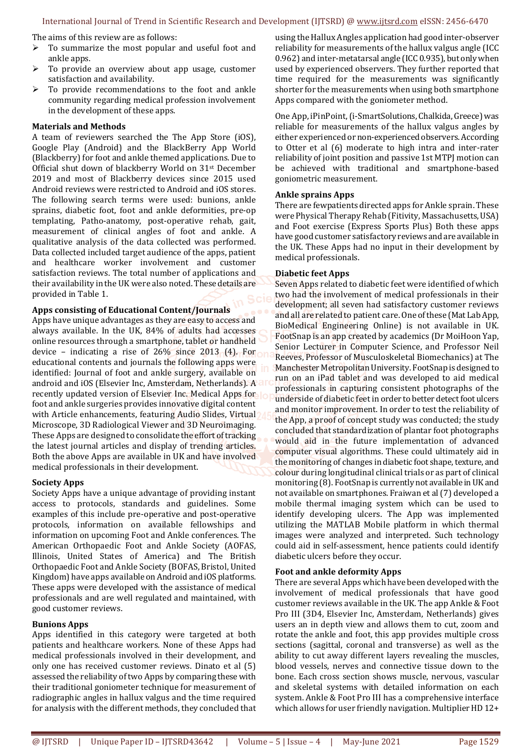The aims of this review are as follows:

- To summarize the most popular and useful foot and ankle apps.
- To provide an overview about app usage, customer satisfaction and availability.
- To provide recommendations to the foot and ankle community regarding medical profession involvement in the development of these apps.

**Materials and Methods**

A team of reviewers searched the The App Store (iOS), Google Play (Android) and the BlackBerry App World (Blackberry) for foot and ankle themed applications. Due to Official shut down of blackberry World on 31st December 2019 and most of Blackberry devices since 2015 used Android reviews were restricted to Android and iOS stores. The following search terms were used: bunions, ankle sprains, diabetic foot, foot and ankle deformities, pre-op templating, Patho-anatomy, post-operative rehab, gait, measurement of clinical angles of foot and ankle. A qualitative analysis of the data collected was performed. Data collected included target audience of the apps, patient and healthcare worker involvement and customer satisfaction reviews. The total number of applications and their availability in the UK were also noted. These details are provided in Table 1.

**Apps consisting of Educational Content/Journals**

Apps have unique advantages as they are easy to access and always available. In the UK, 84% of adults had accesses online resources through a smartphone, tablet or handheld device – indicating a rise of 26% since 2013 (4). For educational contents and journals the following apps were identified: Journal of foot and ankle surgery, available on android and iOS (Elsevier Inc, Amsterdam, Netherlands). A recently updated version of Elsevier Inc. Medical Apps for foot and ankle surgeries provides innovative digital content with Article enhancements, featuring Audio Slides, Virtual Microscope, 3D Radiological Viewer and 3D Neuroimaging. These Apps are designed to consolidate the effort of tracking the latest journal articles and display of trending articles. Both the above Apps are available in UK and have involved medical professionals in their development.

**Society Apps**

Society Apps have a unique advantage of providing instant access to protocols, standards and guidelines. Some examples of this include pre-operative and post-operative protocols, information on available fellowships and information on upcoming Foot and Ankle conferences. The American Orthopaedic Foot and Ankle Society (AOFAS, Illinois, United States of America) and The British Orthopaedic Foot and Ankle Society (BOFAS, Bristol, United Kingdom) have apps available on Android and iOS platforms. These apps were developed with the assistance of medical professionals and are well regulated and maintained, with good customer reviews.

**Bunions Apps**

Apps identified in this category were targeted at both patients and healthcare workers. None of these Apps had medical professionals involved in their development, and only one has received customer reviews. Dinato et al (5) assessed the reliability of two Apps by comparing these with their traditional goniometer technique for measurement of radiographic angles in hallux valgus and the time required for analysis with the different methods, they concluded that using the Hallux Angles application had good inter-observer reliability for measurements of the hallux valgus angle (ICC 0.962) and inter-metatarsal angle (ICC 0.935), but only when used by experienced observers. They further reported that time required for the measurements was significantly shorter for the measurements when using both smartphone Apps compared with the goniometer method.

One App, iPinPoint, (i-SmartSolutions, Chalkida, Greece) was reliable for measurements of the hallux valgus angles by either experienced or non-experienced observers. According to Otter et al (6) moderate to high intra and inter-rater reliability of joint position and passive 1st MTPJ motion can be achieved with traditional and smartphone-based goniometric measurement.

**Ankle sprains Apps**

There are fewpatients directed apps for Ankle sprain. These were Physical Therapy Rehab (Fitivity, Massachusetts, USA) and Foot exercise (Express Sports Plus) Both these apps have good customer satisfactory reviews and are available in the UK. These Apps had no input in their development by medical professionals.

**Diabetic feet Apps**

Seven Apps related to diabetic feet were identified of which two had the involvement of medical professionals in their development; all seven had satisfactory customer reviews and all are related to patient care. One of these (Mat Lab App, BioMedical Engineering Online) is not available in UK. FootSnap is an app created by academics (Dr MoiHoon Yap, Senior Lecturer in Computer Science, and Professor Neil Reeves, Professor of Musculoskeletal Biomechanics) at The Manchester Metropolitan University. FootSnap is designed to run on an iPad tablet and was developed to aid medical professionals in capturing consistent photographs of the underside of diabetic feet in order to better detect foot ulcers and monitor improvement. In order to test the reliability of the App, a proof of concept study was conducted; the study concluded that standardization of plantar foot photographs would aid in the future implementation of advanced computer visual algorithms. These could ultimately aid in the monitoring of changes in diabetic foot shape, texture, and colour during longitudinal clinical trials or as part of clinical monitoring (8). FootSnap is currently not available in UK and not available on smartphones. Fraiwan et al (7) developed a mobile thermal imaging system which can be used to identify developing ulcers. The App was implemented utilizing the MATLAB Mobile platform in which thermal images were analyzed and interpreted. Such technology could aid in self-assessment, hence patients could identify diabetic ulcers before they occur.

**Foot and ankle deformity Apps**

There are several Apps which have been developed with the involvement of medical professionals that have good customer reviews available in the UK. The app Ankle & Foot Pro III (3D4, Elsevier Inc, Amsterdam, Netherlands) gives users an in depth view and allows them to cut, zoom and rotate the ankle and foot, this app provides multiple cross sections (sagittal, coronal and transverse) as well as the ability to cut away different layers revealing the muscles, blood vessels, nerves and connective tissue down to the bone. Each cross section shows muscle, nervous, vascular and skeletal systems with detailed information on each system. Ankle & Foot Pro III has a comprehensive interface which allows for user friendly navigation. Multiplier HD 12+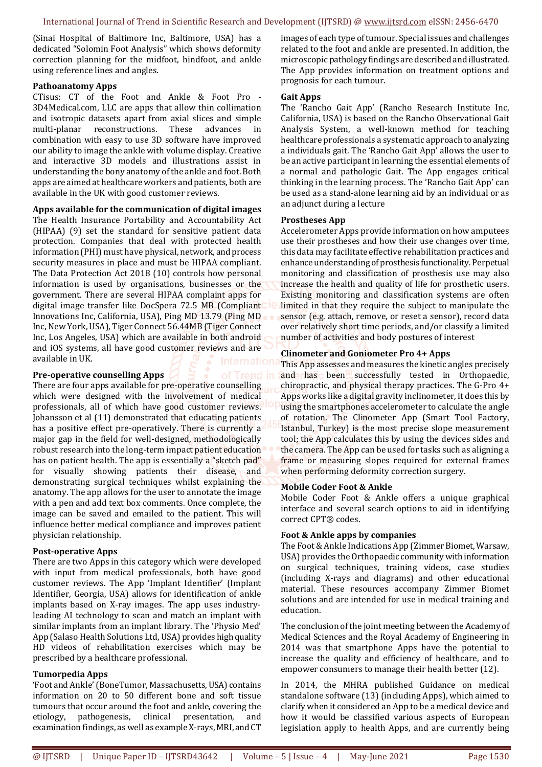(Sinai Hospital of Baltimore Inc, Baltimore, USA) has a dedicated "Solomin Foot Analysis" which shows deformity correction planning for the midfoot, hindfoot, and ankle using reference lines and angles.

**Pathoanatomy Apps**

CTisus: CT of the Foot and Ankle & Foot Pro - 3D4Medical.com, LLC are apps that allow thin collimation and isotropic datasets apart from axial slices and simple multi-planar reconstructions. These advances in combination with easy to use 3D software have improved our ability to image the ankle with volume display. Creative and interactive 3D models and illustrations assist in understanding the bony anatomy of the ankle and foot. Both apps are aimed at healthcare workers and patients, both are available in the UK with good customer reviews.

**Apps available for the communication of digital images**

The Health Insurance Portability and Accountability Act (HIPAA) (9) set the standard for sensitive patient data protection. Companies that deal with protected health information (PHI) must have physical, network, and process security measures in place and must be HIPAA compliant. The Data Protection Act 2018 (10) controls how personal information is used by organisations, businesses or the government. There are several HIPAA complaint apps for digital image transfer like DocSpera 72.5 MB (Compliant Innovations Inc, California, USA), Ping MD 13.79 (Ping MD Inc, New York, USA), Tiger Connect 56.44MB (Tiger Connect Inc, Los Angeles, USA) which are available in both android and iOS systems, all have good customer reviews and are available in UK.

**Pre-operative counselling Apps**

There are four apps available for pre-operative counselling which were designed with the involvement of medical professionals, all of which have good customer reviews. Johansson et al (11) demonstrated that educating patients has a positive effect pre-operatively. There is currently a major gap in the field for well-designed, methodologically robust research into the long-term impact patient education has on patient health. The app is essentially a "sketch pad" for visually showing patients their disease, and demonstrating surgical techniques whilst explaining the anatomy. The app allows for the user to annotate the image with a pen and add text box comments. Once complete, the image can be saved and emailed to the patient. This will influence better medical compliance and improves patient physician relationship.

**Post-operative Apps**

There are two Apps in this category which were developed with input from medical professionals, both have good customer reviews. The App 'Implant Identifier' (Implant Identifier, Georgia, USA) allows for identification of ankle implants based on X-ray images. The app uses industry-leading AI technology to scan and match an implant with similar implants from an implant library. The 'Physio Med' App (Salaso Health Solutions Ltd, USA) provides high quality HD videos of rehabilitation exercises which may be prescribed by a healthcare professional.

**Tumorpedia Apps**

'Foot and Ankle' (BoneTumor, Massachusetts, USA) contains information on 20 to 50 different bone and soft tissue tumours that occur around the foot and ankle, covering the etiology, pathogenesis, clinical presentation, and examination findings, as well as example X-rays, MRI, and CT images of each type of tumour. Special issues and challenges related to the foot and ankle are presented. In addition, the microscopic pathology findings are described and illustrated. The App provides information on treatment options and prognosis for each tumour.

**Gait Apps**

The 'Rancho Gait App' (Rancho Research Institute Inc, California, USA) is based on the Rancho Observational Gait Analysis System, a well-known method for teaching healthcare professionals a systematic approach to analyzing a individuals gait. The 'Rancho Gait App' allows the user to be an active participant in learning the essential elements of a normal and pathologic Gait. The App engages critical thinking in the learning process. The 'Rancho Gait App' can be used as a stand-alone learning aid by an individual or as an adjunct during a lecture

**Prostheses App**

Accelerometer Apps provide information on how amputees use their prostheses and how their use changes over time, this data may facilitate effective rehabilitation practices and enhance understanding of prosthesis functionality. Perpetual monitoring and classification of prosthesis use may also increase the health and quality of life for prosthetic users. Existing monitoring and classification systems are often limited in that they require the subject to manipulate the sensor (e.g. attach, remove, or reset a sensor), record data over relatively short time periods, and/or classify a limited number of activities and body postures of interest

**Clinometer and Goniometer Pro 4+ Apps**

This App assesses and measures the kinetic angles precisely and has been successfully tested in Orthopaedic, chiropractic, and physical therapy practices. The G-Pro 4+ Apps works like a digital gravity inclinometer, it does this by using the smartphones accelerometer to calculate the angle of rotation. The Clinometer App (Smart Tool Factory, Istanbul, Turkey) is the most precise slope measurement tool; the App calculates this by using the devices sides and the camera. The App can be used for tasks such as aligning a frame or measuring slopes required for external frames when performing deformity correction surgery.

**Mobile Coder Foot & Ankle**

Mobile Coder Foot & Ankle offers a unique graphical interface and several search options to aid in identifying correct CPT® codes.

**Foot & Ankle apps by companies**

The Foot & Ankle Indications App (Zimmer Biomet, Warsaw, USA) provides the Orthopaedic community with information on surgical techniques, training videos, case studies (including X-rays and diagrams) and other educational material. These resources accompany Zimmer Biomet solutions and are intended for use in medical training and education.

The conclusion of the joint meeting between the Academy of Medical Sciences and the Royal Academy of Engineering in 2014 was that smartphone Apps have the potential to increase the quality and efficiency of healthcare, and to empower consumers to manage their health better (12).

In 2014, the MHRA published Guidance on medical standalone software (13) (including Apps), which aimed to clarify when it considered an App to be a medical device and how it would be classified various aspects of European legislation apply to health Apps, and are currently being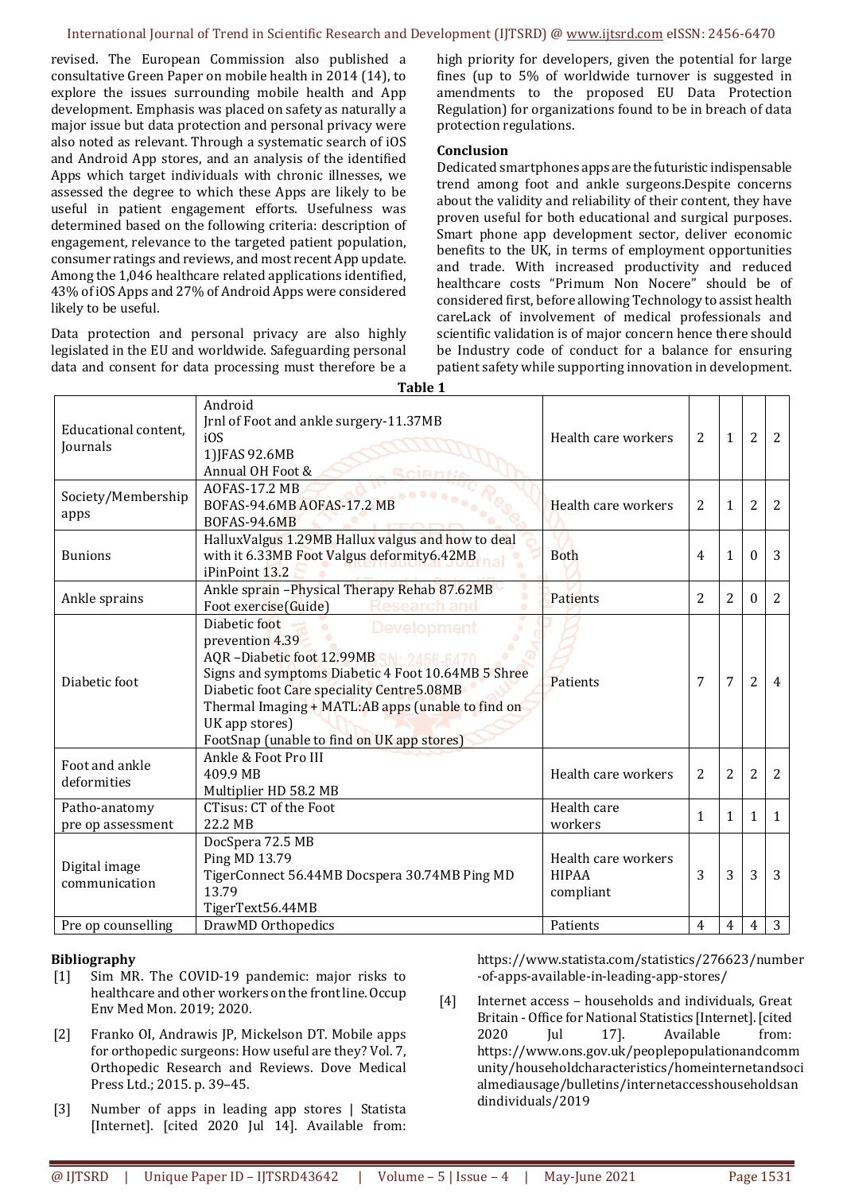revised. The European Commission also published a consultative Green Paper on mobile health in 2014 (14), to explore the issues surrounding mobile health and App development. Emphasis was placed on safety as naturally a major issue but data protection and personal privacy were also noted as relevant. Through a systematic search of iOS and Android App stores, and an analysis of the identified Apps which target individuals with chronic illnesses, we assessed the degree to which these Apps are likely to be useful in patient engagement efforts. Usefulness was determined based on the following criteria: description of engagement, relevance to the targeted patient population, consumer ratings and reviews, and most recent App update. Among the 1,046 healthcare related applications identified, 43% of iOS Apps and 27% of Android Apps were considered likely to be useful.

Data protection and personal privacy are also highly legislated in the EU and worldwide. Safeguarding personal data and consent for data processing must therefore be a high priority for developers, given the potential for large fines (up to 5% of worldwide turnover is suggested in amendments to the proposed EU Data Protection Regulation) for organizations found to be in breach of data protection regulations.

## Conclusion

Dedicated smartphones apps are the futuristic indispensable trend among foot and ankle surgeons.Despite concerns about the validity and reliability of their content, they have proven useful for both educational and surgical purposes. Smart phone app development sector, deliver economic benefits to the UK, in terms of employment opportunities and trade. With increased productivity and reduced healthcare costs "Primum Non Nocere" should be of considered first, before allowing Technology to assist health careLack of involvement of medical professionals and scientific validation is of major concern hence there should be Industry code of conduct for a balance for ensuring patient safety while supporting innovation in development.

**Table 1**

| | | | | | | |
|---|---|---|---|---|---|---|
| Educational content, Journals | Android<br>Jrnl of Foot and ankle surgery-11.37MB<br>iOS<br>1)JFAS 92.6MB<br>Annual OH Foot & | Health care workers | 2 | 1 | 2 | 2 |
| Society/Membership apps | AOFAS-17.2 MB<br>BOFAS-94.6MB AOFAS-17.2 MB<br>BOFAS-94.6MB | Health care workers | 2 | 1 | 2 | 2 |
| Bunions | HalluxValgus 1.29MB Hallux valgus and how to deal with it 6.33MB Foot Valgus deformity6.42MB<br>iPinPoint 13.2 | Both | 4 | 1 | 0 | 3 |
| Ankle sprains | Ankle sprain –Physical Therapy Rehab 87.62MB<br>Foot exercise(Guide) | Patients | 2 | 2 | 0 | 2 |
| Diabetic foot | Diabetic foot<br>prevention 4.39<br>AQR –Diabetic foot 12.99MB<br>Signs and symptoms Diabetic 4 Foot 10.64MB 5 Shree Diabetic foot Care speciality Centre5.08MB<br>Thermal Imaging + MATL:AB apps (unable to find on UK app stores)<br>FootSnap (unable to find on UK app stores) | Patients | 7 | 7 | 2 | 4 |
| Foot and ankle deformities | Ankle & Foot Pro III<br>409.9 MB<br>Multiplier HD 58.2 MB | Health care workers | 2 | 2 | 2 | 2 |
| Patho-anatomy pre op assessment | CTisus: CT of the Foot<br>22.2 MB | Health care workers | 1 | 1 | 1 | 1 |
| Digital image communication | DocSpera 72.5 MB<br>Ping MD 13.79<br>TigerConnect 56.44MB Docspera 30.74MB Ping MD 13.79<br>TigerText56.44MB | Health care workers HIPAA compliant | 3 | 3 | 3 | 3 |
| Pre op counselling | DrawMD Orthopedics | Patients | 4 | 4 | 4 | 3 |

## Bibliography

[1] Sim MR. The COVID-19 pandemic: major risks to healthcare and other workers on the front line. Occup Env Med Mon. 2019; 2020.

[2] Franko OI, Andrawis JP, Mickelson DT. Mobile apps for orthopedic surgeons: How useful are they? Vol. 7, Orthopedic Research and Reviews. Dove Medical Press Ltd.; 2015. p. 39–45.

[3] Number of apps in leading app stores | Statista [Internet]. [cited 2020 Jul 14]. Available from: https://www.statista.com/statistics/276623/number-of-apps-available-in-leading-app-stores/

[4] Internet access – households and individuals, Great Britain - Office for National Statistics [Internet]. [cited 2020 Jul 17]. Available from: https://www.ons.gov.uk/peoplepopulationandcommunity/householdcharacteristics/homeinternetandsocialmediausage/bulletins/internetaccesshouseholdsandindividuals/2019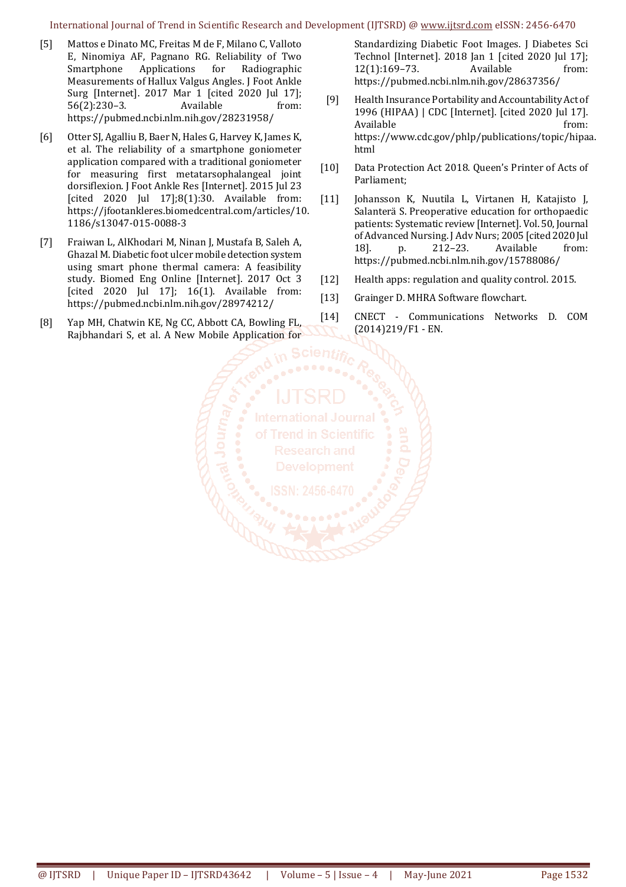[5] Mattos e Dinato MC, Freitas M de F, Milano C, Valloto E, Ninomiya AF, Pagnano RG. Reliability of Two Smartphone Applications for Radiographic Measurements of Hallux Valgus Angles. J Foot Ankle Surg [Internet]. 2017 Mar 1 [cited 2020 Jul 17]; 56(2):230–3. Available from: https://pubmed.ncbi.nlm.nih.gov/28231958/

[6] Otter SJ, Agalliu B, Baer N, Hales G, Harvey K, James K, et al. The reliability of a smartphone goniometer application compared with a traditional goniometer for measuring first metatarsophalangeal joint dorsiflexion. J Foot Ankle Res [Internet]. 2015 Jul 23 [cited 2020 Jul 17];8(1):30. Available from: https://jfootankleres.biomedcentral.com/articles/10.1186/s13047-015-0088-3

[7] Fraiwan L, AlKhodari M, Ninan J, Mustafa B, Saleh A, Ghazal M. Diabetic foot ulcer mobile detection system using smart phone thermal camera: A feasibility study. Biomed Eng Online [Internet]. 2017 Oct 3 [cited 2020 Jul 17]; 16(1). Available from: https://pubmed.ncbi.nlm.nih.gov/28974212/

[8] Yap MH, Chatwin KE, Ng CC, Abbott CA, Bowling FL, Rajbhandari S, et al. A New Mobile Application for Standardizing Diabetic Foot Images. J Diabetes Sci Technol [Internet]. 2018 Jan 1 [cited 2020 Jul 17]; 12(1):169–73. Available from: https://pubmed.ncbi.nlm.nih.gov/28637356/

[9] Health Insurance Portability and Accountability Act of 1996 (HIPAA) | CDC [Internet]. [cited 2020 Jul 17]. Available from: https://www.cdc.gov/phlp/publications/topic/hipaa.html

[10] Data Protection Act 2018. Queen's Printer of Acts of Parliament;

[11] Johansson K, Nuutila L, Virtanen H, Katajisto J, Salanterä S. Preoperative education for orthopaedic patients: Systematic review [Internet]. Vol. 50, Journal of Advanced Nursing. J Adv Nurs; 2005 [cited 2020 Jul 18]. p. 212–23. Available from: https://pubmed.ncbi.nlm.nih.gov/15788086/

[12] Health apps: regulation and quality control. 2015.

[13] Grainger D. MHRA Software flowchart.

[14] CNECT - Communications Networks D. COM (2014)219/F1 - EN.